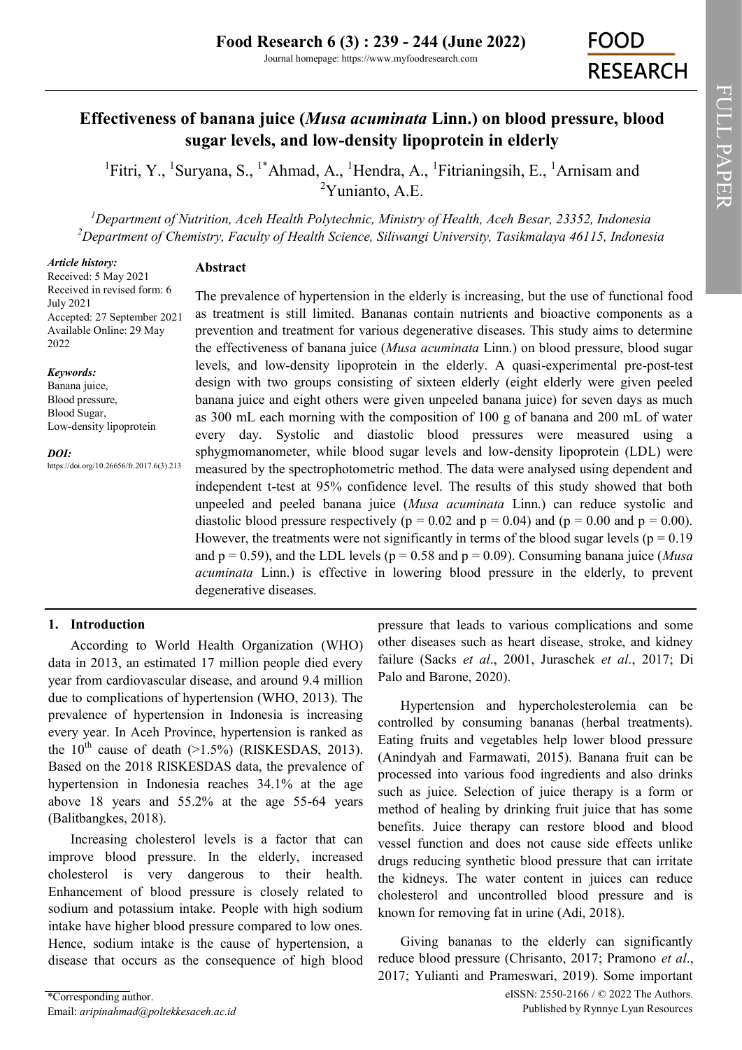# Effectiveness of banana juice (*Musa acuminata* Linn.) on blood pressure, blood sugar levels, and low-density lipoprotein in elderly

[1]Fitri, Y., [1]Suryana, S., [1*]Ahmad, A., [1]Hendra, A., [1]Fitrianingsih, E., [1]Arnisam and [2]Yunianto, A.E.

[1]*Department of Nutrition, Aceh Health Polytechnic, Ministry of Health, Aceh Besar, 23352, Indonesia*
[2]*Department of Chemistry, Faculty of Health Science, Siliwangi University, Tasikmalaya 46115, Indonesia*

***Article history:***
Received: 5 May 2021
Received in revised form: 6 July 2021
Accepted: 27 September 2021
Available Online: 29 May 2022

***Keywords:***
Banana juice,
Blood pressure,
Blood Sugar,
Low-density lipoprotein

***DOI:***
https://doi.org/10.26656/fr.2017.6(3).213

## Abstract

The prevalence of hypertension in the elderly is increasing, but the use of functional food as treatment is still limited. Bananas contain nutrients and bioactive components as a prevention and treatment for various degenerative diseases. This study aims to determine the effectiveness of banana juice (*Musa acuminata* Linn.) on blood pressure, blood sugar levels, and low-density lipoprotein in the elderly. A quasi-experimental pre-post-test design with two groups consisting of sixteen elderly (eight elderly were given peeled banana juice and eight others were given unpeeled banana juice) for seven days as much as 300 mL each morning with the composition of 100 g of banana and 200 mL of water every day. Systolic and diastolic blood pressures were measured using a sphygmomanometer, while blood sugar levels and low-density lipoprotein (LDL) were measured by the spectrophotometric method. The data were analysed using dependent and independent t-test at 95% confidence level. The results of this study showed that both unpeeled and peeled banana juice (*Musa acuminata* Linn.) can reduce systolic and diastolic blood pressure respectively ($p = 0.02$ and $p = 0.04$) and ($p = 0.00$ and $p = 0.00$). However, the treatments were not significantly in terms of the blood sugar levels ($p = 0.19$ and $p = 0.59$), and the LDL levels ($p = 0.58$ and $p = 0.09$). Consuming banana juice (*Musa acuminata* Linn.) is effective in lowering blood pressure in the elderly, to prevent degenerative diseases.

## 1. Introduction

According to World Health Organization (WHO) data in 2013, an estimated 17 million people died every year from cardiovascular disease, and around 9.4 million due to complications of hypertension (WHO, 2013). The prevalence of hypertension in Indonesia is increasing every year. In Aceh Province, hypertension is ranked as the 10th cause of death (>1.5%) (RISKESDAS, 2013). Based on the 2018 RISKESDAS data, the prevalence of hypertension in Indonesia reaches 34.1% at the age above 18 years and 55.2% at the age 55-64 years (Balitbangkes, 2018).

Increasing cholesterol levels is a factor that can improve blood pressure. In the elderly, increased cholesterol is very dangerous to their health. Enhancement of blood pressure is closely related to sodium and potassium intake. People with high sodium intake have higher blood pressure compared to low ones. Hence, sodium intake is the cause of hypertension, a disease that occurs as the consequence of high blood pressure that leads to various complications and some other diseases such as heart disease, stroke, and kidney failure (Sacks *et al*., 2001, Juraschek *et al*., 2017; Di Palo and Barone, 2020).

Hypertension and hypercholesterolemia can be controlled by consuming bananas (herbal treatments). Eating fruits and vegetables help lower blood pressure (Anindyah and Farmawati, 2015). Banana fruit can be processed into various food ingredients and also drinks such as juice. Selection of juice therapy is a form or method of healing by drinking fruit juice that has some benefits. Juice therapy can restore blood and blood vessel function and does not cause side effects unlike drugs reducing synthetic blood pressure that can irritate the kidneys. The water content in juices can reduce cholesterol and uncontrolled blood pressure and is known for removing fat in urine (Adi, 2018).

Giving bananas to the elderly can significantly reduce blood pressure (Chrisanto, 2017; Pramono *et al*., 2017; Yulianti and Prameswari, 2019). Some important

*Corresponding author.
Email: *aripinahmad@poltekkesaceh.ac.id*

eISSN: 2550-2166 / © 2022 The Authors.
Published by Rynnye Lyan Resources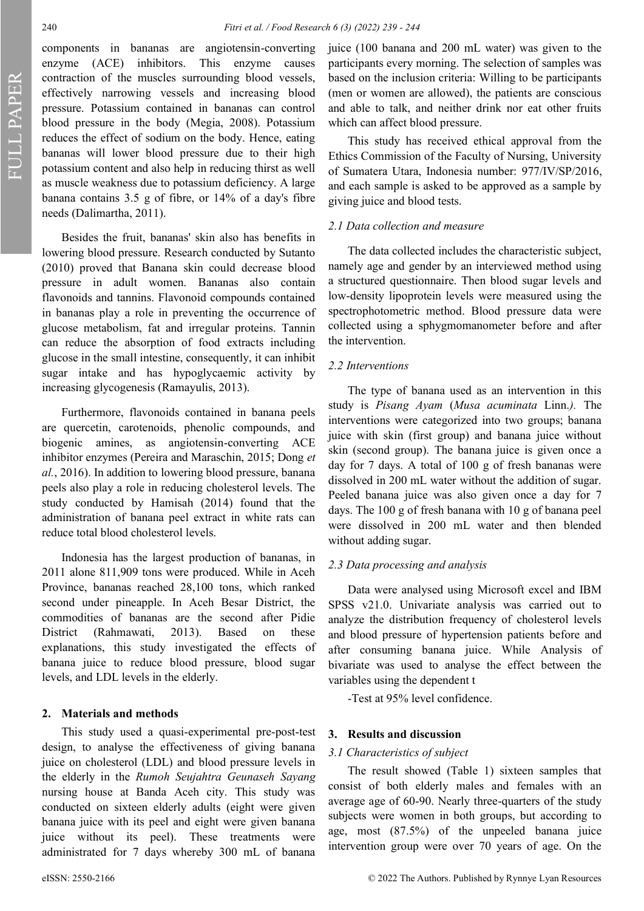components in bananas are angiotensin-converting enzyme (ACE) inhibitors. This enzyme causes contraction of the muscles surrounding blood vessels, effectively narrowing vessels and increasing blood pressure. Potassium contained in bananas can control blood pressure in the body (Megia, 2008). Potassium reduces the effect of sodium on the body. Hence, eating bananas will lower blood pressure due to their high potassium content and also help in reducing thirst as well as muscle weakness due to potassium deficiency. A large banana contains 3.5 g of fibre, or 14% of a day's fibre needs (Dalimartha, 2011).

Besides the fruit, bananas' skin also has benefits in lowering blood pressure. Research conducted by Sutanto (2010) proved that Banana skin could decrease blood pressure in adult women. Bananas also contain flavonoids and tannins. Flavonoid compounds contained in bananas play a role in preventing the occurrence of glucose metabolism, fat and irregular proteins. Tannin can reduce the absorption of food extracts including glucose in the small intestine, consequently, it can inhibit sugar intake and has hypoglycaemic activity by increasing glycogenesis (Ramayulis, 2013).

Furthermore, flavonoids contained in banana peels are quercetin, carotenoids, phenolic compounds, and biogenic amines, as angiotensin-converting ACE inhibitor enzymes (Pereira and Maraschin, 2015; Dong *et al.*, 2016). In addition to lowering blood pressure, banana peels also play a role in reducing cholesterol levels. The study conducted by Hamisah (2014) found that the administration of banana peel extract in white rats can reduce total blood cholesterol levels.

Indonesia has the largest production of bananas, in 2011 alone 811,909 tons were produced. While in Aceh Province, bananas reached 28,100 tons, which ranked second under pineapple. In Aceh Besar District, the commodities of bananas are the second after Pidie District (Rahmawati, 2013). Based on these explanations, this study investigated the effects of banana juice to reduce blood pressure, blood sugar levels, and LDL levels in the elderly.

## 2. Materials and methods

This study used a quasi-experimental pre-post-test design, to analyse the effectiveness of giving banana juice on cholesterol (LDL) and blood pressure levels in the elderly in the *Rumoh Seujahtra Geunaseh Sayang* nursing house at Banda Aceh city. This study was conducted on sixteen elderly adults (eight were given banana juice with its peel and eight were given banana juice without its peel). These treatments were administrated for 7 days whereby 300 mL of banana juice (100 banana and 200 mL water) was given to the participants every morning. The selection of samples was based on the inclusion criteria: Willing to be participants (men or women are allowed), the patients are conscious and able to talk, and neither drink nor eat other fruits which can affect blood pressure.

This study has received ethical approval from the Ethics Commission of the Faculty of Nursing, University of Sumatera Utara, Indonesia number: 977/IV/SP/2016, and each sample is asked to be approved as a sample by giving juice and blood tests.

### 2.1 Data collection and measure

The data collected includes the characteristic subject, namely age and gender by an interviewed method using a structured questionnaire. Then blood sugar levels and low-density lipoprotein levels were measured using the spectrophotometric method. Blood pressure data were collected using a sphygmomanometer before and after the intervention.

### 2.2 Interventions

The type of banana used as an intervention in this study is *Pisang Ayam* (*Musa acuminata* Linn.*).* The interventions were categorized into two groups; banana juice with skin (first group) and banana juice without skin (second group). The banana juice is given once a day for 7 days. A total of 100 g of fresh bananas were dissolved in 200 mL water without the addition of sugar. Peeled banana juice was also given once a day for 7 days. The 100 g of fresh banana with 10 g of banana peel were dissolved in 200 mL water and then blended without adding sugar.

### 2.3 Data processing and analysis

Data were analysed using Microsoft excel and IBM SPSS v21.0. Univariate analysis was carried out to analyze the distribution frequency of cholesterol levels and blood pressure of hypertension patients before and after consuming banana juice. While Analysis of bivariate was used to analyse the effect between the variables using the dependent t

-Test at 95% level confidence.

## 3. Results and discussion

### 3.1 Characteristics of subject

The result showed (Table 1) sixteen samples that consist of both elderly males and females with an average age of 60-90. Nearly three-quarters of the study subjects were women in both groups, but according to age, most (87.5%) of the unpeeled banana juice intervention group were over 70 years of age. On the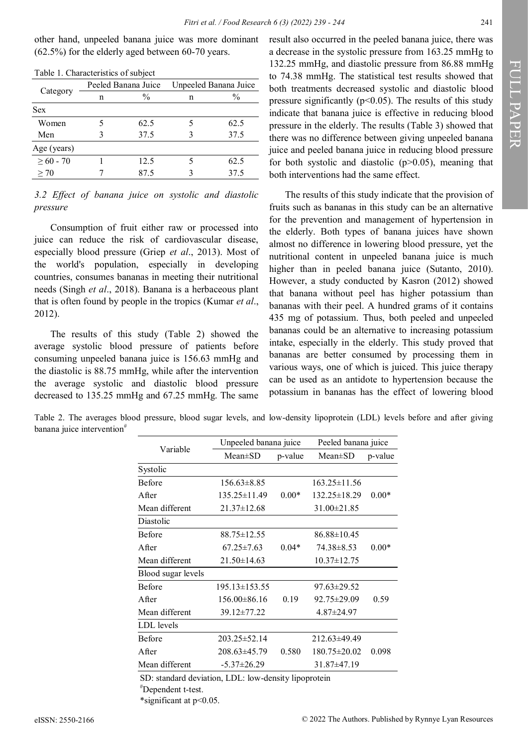other hand, unpeeled banana juice was more dominant (62.5%) for the elderly aged between 60-70 years.

Table 1. Characteristics of subject

| Category | Peeled Banana Juice | | Unpeeled Banana Juice | |
|---|---|---|---|---|
| | n | % | n | % |
| Sex | | | | |
| Women | 5 | 62.5 | 5 | 62.5 |
| Men | 3 | 37.5 | 3 | 37.5 |
| Age (years) | | | | |
| ≥ 60 - 70 | 1 | 12.5 | 5 | 62.5 |
| ≥ 70 | 7 | 87.5 | 3 | 37.5 |

### 3.2 Effect of banana juice on systolic and diastolic pressure

Consumption of fruit either raw or processed into juice can reduce the risk of cardiovascular disease, especially blood pressure (Griep *et al*., 2013). Most of the world's population, especially in developing countries, consumes bananas in meeting their nutritional needs (Singh *et al*., 2018). Banana is a herbaceous plant that is often found by people in the tropics (Kumar *et al*., 2012).

The results of this study (Table 2) showed the average systolic blood pressure of patients before consuming unpeeled banana juice is 156.63 mmHg and the diastolic is 88.75 mmHg, while after the intervention the average systolic and diastolic blood pressure decreased to 135.25 mmHg and 67.25 mmHg. The same result also occurred in the peeled banana juice, there was a decrease in the systolic pressure from 163.25 mmHg to 132.25 mmHg, and diastolic pressure from 86.88 mmHg to 74.38 mmHg. The statistical test results showed that both treatments decreased systolic and diastolic blood pressure significantly ($p<0.05$). The results of this study indicate that banana juice is effective in reducing blood pressure in the elderly. The results (Table 3) showed that there was no difference between giving unpeeled banana juice and peeled banana juice in reducing blood pressure for both systolic and diastolic ($p>0.05$), meaning that both interventions had the same effect.

The results of this study indicate that the provision of fruits such as bananas in this study can be an alternative for the prevention and management of hypertension in the elderly. Both types of banana juices have shown almost no difference in lowering blood pressure, yet the nutritional content in unpeeled banana juice is much higher than in peeled banana juice (Sutanto, 2010). However, a study conducted by Kasron (2012) showed that banana without peel has higher potassium than bananas with their peel. A hundred grams of it contains 435 mg of potassium. Thus, both peeled and unpeeled bananas could be an alternative to increasing potassium intake, especially in the elderly. This study proved that bananas are better consumed by processing them in various ways, one of which is juiced. This juice therapy can be used as an antidote to hypertension because the potassium in bananas has the effect of lowering blood

Table 2. The averages blood pressure, blood sugar levels, and low-density lipoprotein (LDL) levels before and after giving banana juice intervention[#]

| Variable | Unpeeled banana juice | | Peeled banana juice | |
|---|---|---|---|---|
| | Mean±SD | p-value | Mean±SD | p-value |
| Systolic | | | | |
| Before | 156.63±8.85 | | 163.25±11.56 | |
| After | 135.25±11.49 | 0.00* | 132.25±18.29 | 0.00* |
| Mean different | 21.37±12.68 | | 31.00±21.85 | |
| Diastolic | | | | |
| Before | 88.75±12.55 | | 86.88±10.45 | |
| After | 67.25±7.63 | 0.04* | 74.38±8.53 | 0.00* |
| Mean different | 21.50±14.63 | | 10.37±12.75 | |
| Blood sugar levels | | | | |
| Before | 195.13±153.55 | | 97.63±29.52 | |
| After | 156.00±86.16 | 0.19 | 92.75±29.09 | 0.59 |
| Mean different | 39.12±77.22 | | 4.87±24.97 | |
| LDL levels | | | | |
| Before | 203.25±52.14 | | 212.63±49.49 | |
| After | 208.63±45.79 | 0.580 | 180.75±20.02 | 0.098 |
| Mean different | -5.37±26.29 | | 31.87±47.19 | |

SD: standard deviation, LDL: low-density lipoprotein

[#]Dependent t-test.

*significant at $p<0.05$.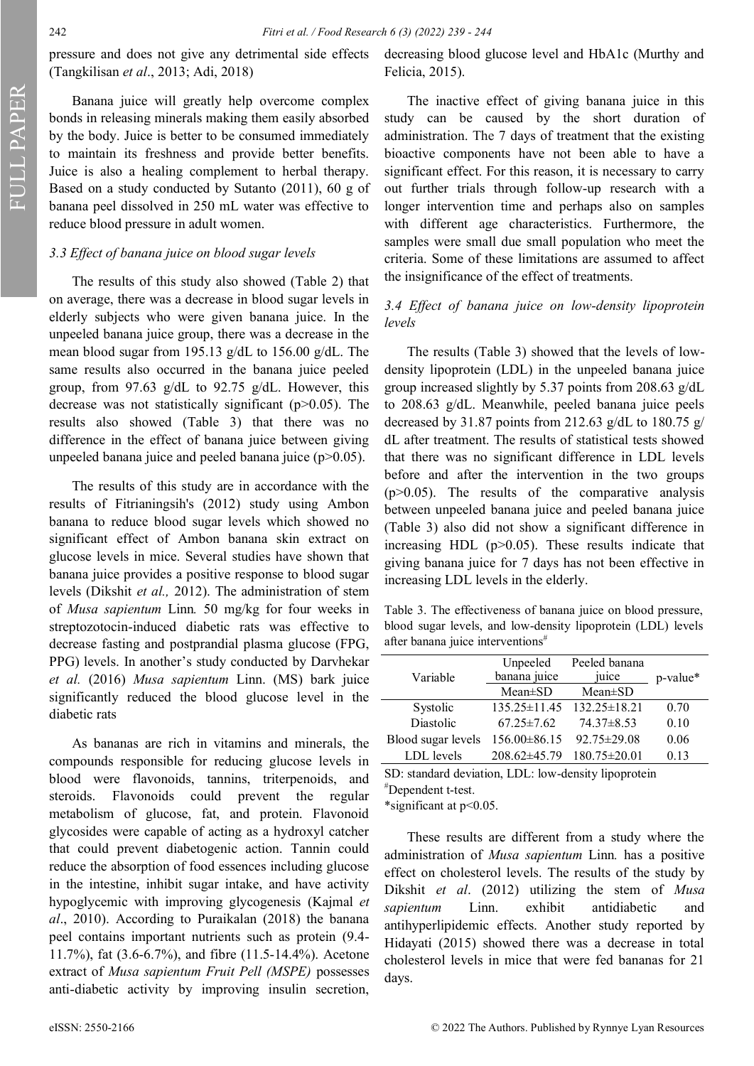pressure and does not give any detrimental side effects (Tangkilisan *et al*., 2013; Adi, 2018)

Banana juice will greatly help overcome complex bonds in releasing minerals making them easily absorbed by the body. Juice is better to be consumed immediately to maintain its freshness and provide better benefits. Juice is also a healing complement to herbal therapy. Based on a study conducted by Sutanto (2011), 60 g of banana peel dissolved in 250 mL water was effective to reduce blood pressure in adult women.

### *3.3 Effect of banana juice on blood sugar levels*

The results of this study also showed (Table 2) that on average, there was a decrease in blood sugar levels in elderly subjects who were given banana juice. In the unpeeled banana juice group, there was a decrease in the mean blood sugar from 195.13 g/dL to 156.00 g/dL. The same results also occurred in the banana juice peeled group, from 97.63 g/dL to 92.75 g/dL. However, this decrease was not statistically significant ($p>0.05$). The results also showed (Table 3) that there was no difference in the effect of banana juice between giving unpeeled banana juice and peeled banana juice ($p>0.05$).

The results of this study are in accordance with the results of Fitrianingsih's (2012) study using Ambon banana to reduce blood sugar levels which showed no significant effect of Ambon banana skin extract on glucose levels in mice. Several studies have shown that banana juice provides a positive response to blood sugar levels (Dikshit *et al.,* 2012). The administration of stem of *Musa sapientum* Linn*.* 50 mg/kg for four weeks in streptozotocin-induced diabetic rats was effective to decrease fasting and postprandial plasma glucose (FPG, PPG) levels. In another's study conducted by Darvhekar *et al.* (2016) *Musa sapientum* Linn. (MS) bark juice significantly reduced the blood glucose level in the diabetic rats

As bananas are rich in vitamins and minerals, the compounds responsible for reducing glucose levels in blood were flavonoids, tannins, triterpenoids, and steroids. Flavonoids could prevent the regular metabolism of glucose, fat, and protein. Flavonoid glycosides were capable of acting as a hydroxyl catcher that could prevent diabetogenic action. Tannin could reduce the absorption of food essences including glucose in the intestine, inhibit sugar intake, and have activity hypoglycemic with improving glycogenesis (Kajmal *et al*., 2010). According to Puraikalan (2018) the banana peel contains important nutrients such as protein (9.4-11.7%), fat (3.6-6.7%), and fibre (11.5-14.4%). Acetone extract of *Musa sapientum Fruit Pell (MSPE)* possesses anti-diabetic activity by improving insulin secretion, decreasing blood glucose level and HbA1c (Murthy and Felicia, 2015).

The inactive effect of giving banana juice in this study can be caused by the short duration of administration. The 7 days of treatment that the existing bioactive components have not been able to have a significant effect. For this reason, it is necessary to carry out further trials through follow-up research with a longer intervention time and perhaps also on samples with different age characteristics. Furthermore, the samples were small due small population who meet the criteria. Some of these limitations are assumed to affect the insignificance of the effect of treatments.

### *3.4 Effect of banana juice on low-density lipoprotein levels*

The results (Table 3) showed that the levels of low-density lipoprotein (LDL) in the unpeeled banana juice group increased slightly by 5.37 points from 208.63 g/dL to 208.63 g/dL. Meanwhile, peeled banana juice peels decreased by 31.87 points from 212.63 g/dL to 180.75 g/dL after treatment. The results of statistical tests showed that there was no significant difference in LDL levels before and after the intervention in the two groups ($p>0.05$). The results of the comparative analysis between unpeeled banana juice and peeled banana juice (Table 3) also did not show a significant difference in increasing HDL ($p>0.05$). These results indicate that giving banana juice for 7 days has not been effective in increasing LDL levels in the elderly.

Table 3. The effectiveness of banana juice on blood pressure, blood sugar levels, and low-density lipoprotein (LDL) levels after banana juice interventions[#]

| Variable | Unpeeled banana juice | Peeled banana juice | p-value* |
|---|---|---|---|
| | Mean±SD | Mean±SD | |
| Systolic | 135.25±11.45 | 132.25±18.21 | 0.70 |
| Diastolic | 67.25±7.62 | 74.37±8.53 | 0.10 |
| Blood sugar levels | 156.00±86.15 | 92.75±29.08 | 0.06 |
| LDL levels | 208.62±45.79 | 180.75±20.01 | 0.13 |

SD: standard deviation, LDL: low-density lipoprotein

[#]Dependent t-test.

*significant at $p<0.05$.

These results are different from a study where the administration of *Musa sapientum* Linn*.* has a positive effect on cholesterol levels. The results of the study by Dikshit *et al*. (2012) utilizing the stem of *Musa sapientum* Linn. exhibit antidiabetic and antihyperlipidemic effects. Another study reported by Hidayati (2015) showed there was a decrease in total cholesterol levels in mice that were fed bananas for 21 days.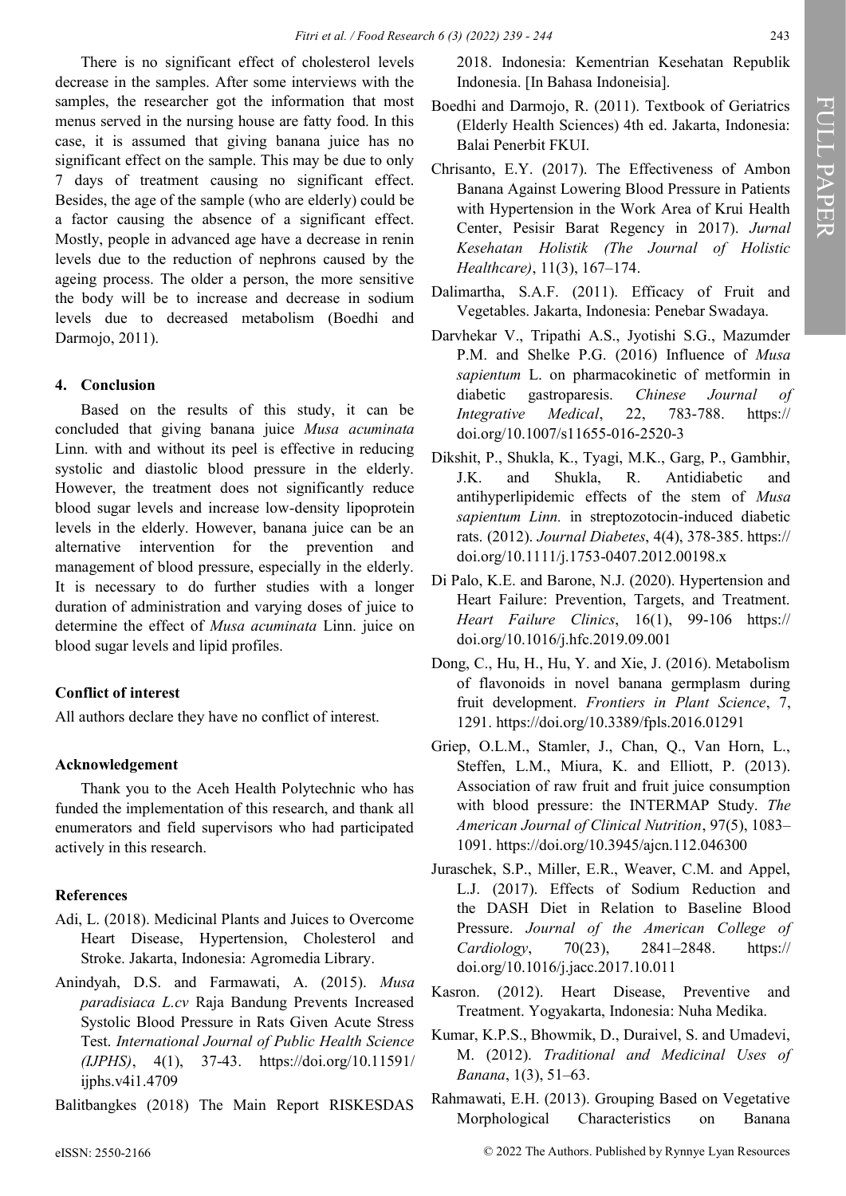There is no significant effect of cholesterol levels decrease in the samples. After some interviews with the samples, the researcher got the information that most menus served in the nursing house are fatty food. In this case, it is assumed that giving banana juice has no significant effect on the sample. This may be due to only 7 days of treatment causing no significant effect. Besides, the age of the sample (who are elderly) could be a factor causing the absence of a significant effect. Mostly, people in advanced age have a decrease in renin levels due to the reduction of nephrons caused by the ageing process. The older a person, the more sensitive the body will be to increase and decrease in sodium levels due to decreased metabolism (Boedhi and Darmojo, 2011).

## 4. Conclusion

Based on the results of this study, it can be concluded that giving banana juice *Musa acuminata* Linn. with and without its peel is effective in reducing systolic and diastolic blood pressure in the elderly. However, the treatment does not significantly reduce blood sugar levels and increase low-density lipoprotein levels in the elderly. However, banana juice can be an alternative intervention for the prevention and management of blood pressure, especially in the elderly. It is necessary to do further studies with a longer duration of administration and varying doses of juice to determine the effect of *Musa acuminata* Linn. juice on blood sugar levels and lipid profiles.

## Conflict of interest

All authors declare they have no conflict of interest.

## Acknowledgement

Thank you to the Aceh Health Polytechnic who has funded the implementation of this research, and thank all enumerators and field supervisors who had participated actively in this research.

## References

Adi, L. (2018). Medicinal Plants and Juices to Overcome Heart Disease, Hypertension, Cholesterol and Stroke. Jakarta, Indonesia: Agromedia Library.

Anindyah, D.S. and Farmawati, A. (2015). *Musa paradisiaca L.cv* Raja Bandung Prevents Increased Systolic Blood Pressure in Rats Given Acute Stress Test. *International Journal of Public Health Science (IJPHS)*, 4(1), 37-43. https://doi.org/10.11591/ijphs.v4i1.4709

Balitbangkes (2018) The Main Report RISKESDAS 2018. Indonesia: Kementrian Kesehatan Republik Indonesia. [In Bahasa Indoneisia].

Boedhi and Darmojo, R. (2011). Textbook of Geriatrics (Elderly Health Sciences) 4th ed. Jakarta, Indonesia: Balai Penerbit FKUI.

Chrisanto, E.Y. (2017). The Effectiveness of Ambon Banana Against Lowering Blood Pressure in Patients with Hypertension in the Work Area of Krui Health Center, Pesisir Barat Regency in 2017). *Jurnal Kesehatan Holistik (The Journal of Holistic Healthcare)*, 11(3), 167–174.

Dalimartha, S.A.F. (2011). Efficacy of Fruit and Vegetables. Jakarta, Indonesia: Penebar Swadaya.

Darvhekar V., Tripathi A.S., Jyotishi S.G., Mazumder P.M. and Shelke P.G. (2016) Influence of *Musa sapientum* L. on pharmacokinetic of metformin in diabetic gastroparesis. *Chinese Journal of Integrative Medical*, 22, 783-788. https://doi.org/10.1007/s11655-016-2520-3

Dikshit, P., Shukla, K., Tyagi, M.K., Garg, P., Gambhir, J.K. and Shukla, R. Antidiabetic and antihyperlipidemic effects of the stem of *Musa sapientum Linn.* in streptozotocin-induced diabetic rats. (2012). *Journal Diabetes*, 4(4), 378-385. https://doi.org/10.1111/j.1753-0407.2012.00198.x

Di Palo, K.E. and Barone, N.J. (2020). Hypertension and Heart Failure: Prevention, Targets, and Treatment. *Heart Failure Clinics*, 16(1), 99-106 https://doi.org/10.1016/j.hfc.2019.09.001

Dong, C., Hu, H., Hu, Y. and Xie, J. (2016). Metabolism of flavonoids in novel banana germplasm during fruit development. *Frontiers in Plant Science*, 7, 1291. https://doi.org/10.3389/fpls.2016.01291

Griep, O.L.M., Stamler, J., Chan, Q., Van Horn, L., Steffen, L.M., Miura, K. and Elliott, P. (2013). Association of raw fruit and fruit juice consumption with blood pressure: the INTERMAP Study. *The American Journal of Clinical Nutrition*, 97(5), 1083–1091. https://doi.org/10.3945/ajcn.112.046300

Juraschek, S.P., Miller, E.R., Weaver, C.M. and Appel, L.J. (2017). Effects of Sodium Reduction and the DASH Diet in Relation to Baseline Blood Pressure. *Journal of the American College of Cardiology*, 70(23), 2841–2848. https://doi.org/10.1016/j.jacc.2017.10.011

Kasron. (2012). Heart Disease, Preventive and Treatment. Yogyakarta, Indonesia: Nuha Medika.

Kumar, K.P.S., Bhowmik, D., Duraivel, S. and Umadevi, M. (2012). *Traditional and Medicinal Uses of Banana*, 1(3), 51–63.

Rahmawati, E.H. (2013). Grouping Based on Vegetative Morphological Characteristics on Banana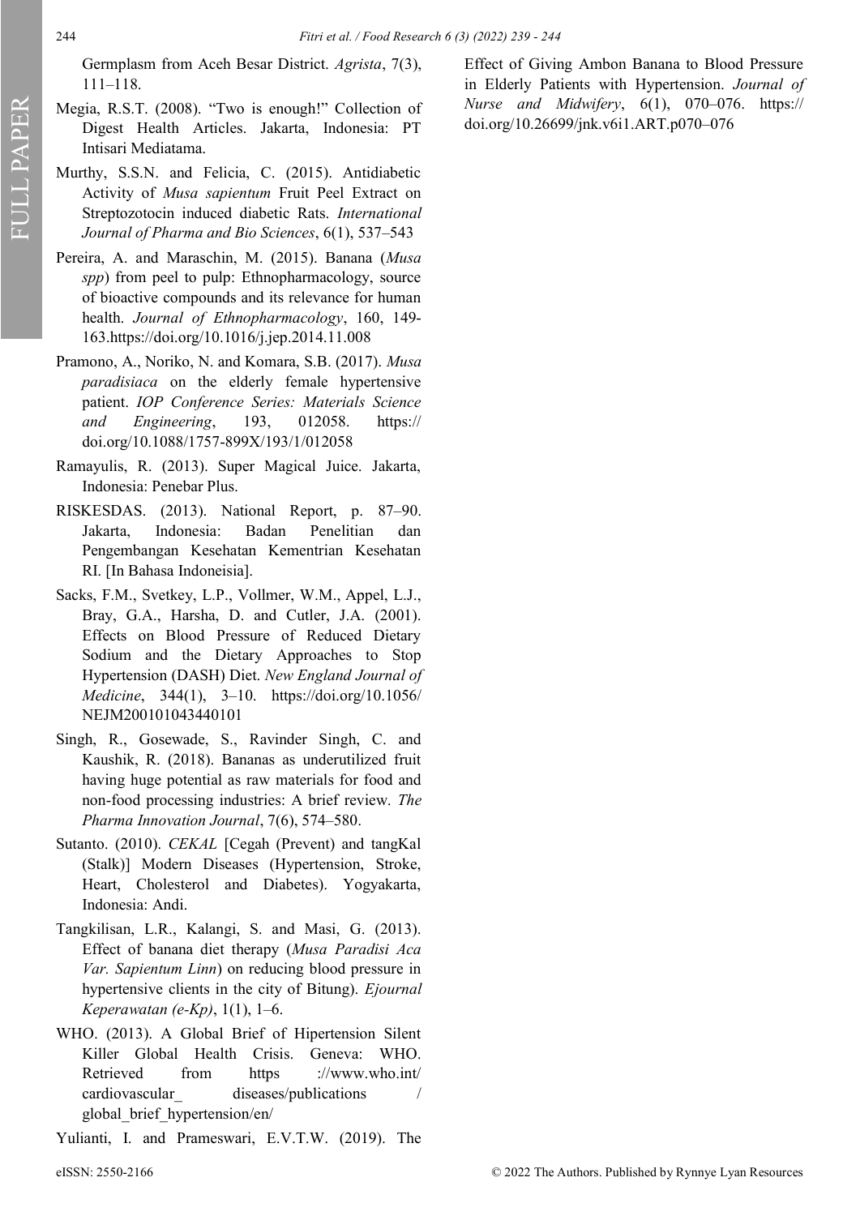Germplasm from Aceh Besar District. *Agrista*, 7(3), 111–118.

Megia, R.S.T. (2008). "Two is enough!" Collection of Digest Health Articles. Jakarta, Indonesia: PT Intisari Mediatama.

Murthy, S.S.N. and Felicia, C. (2015). Antidiabetic Activity of *Musa sapientum* Fruit Peel Extract on Streptozotocin induced diabetic Rats. *International Journal of Pharma and Bio Sciences*, 6(1), 537–543

Pereira, A. and Maraschin, M. (2015). Banana (*Musa spp*) from peel to pulp: Ethnopharmacology, source of bioactive compounds and its relevance for human health. *Journal of Ethnopharmacology*, 160, 149-163.https://doi.org/10.1016/j.jep.2014.11.008

Pramono, A., Noriko, N. and Komara, S.B. (2017). *Musa paradisiaca* on the elderly female hypertensive patient. *IOP Conference Series: Materials Science and Engineering*, 193, 012058. https://doi.org/10.1088/1757-899X/193/1/012058

Ramayulis, R. (2013). Super Magical Juice. Jakarta, Indonesia: Penebar Plus.

RISKESDAS. (2013). National Report, p. 87–90. Jakarta, Indonesia: Badan Penelitian dan Pengembangan Kesehatan Kementrian Kesehatan RI. [In Bahasa Indoneisia].

Sacks, F.M., Svetkey, L.P., Vollmer, W.M., Appel, L.J., Bray, G.A., Harsha, D. and Cutler, J.A. (2001). Effects on Blood Pressure of Reduced Dietary Sodium and the Dietary Approaches to Stop Hypertension (DASH) Diet. *New England Journal of Medicine*, 344(1), 3–10. https://doi.org/10.1056/NEJM200101043440101

Singh, R., Gosewade, S., Ravinder Singh, C. and Kaushik, R. (2018). Bananas as underutilized fruit having huge potential as raw materials for food and non-food processing industries: A brief review. *The Pharma Innovation Journal*, 7(6), 574–580.

Sutanto. (2010). *CEKAL* [Cegah (Prevent) and tangKal (Stalk)] Modern Diseases (Hypertension, Stroke, Heart, Cholesterol and Diabetes). Yogyakarta, Indonesia: Andi.

Tangkilisan, L.R., Kalangi, S. and Masi, G. (2013). Effect of banana diet therapy (*Musa Paradisi Aca Var. Sapientum Linn*) on reducing blood pressure in hypertensive clients in the city of Bitung). *Ejournal Keperawatan (e-Kp)*, 1(1), 1–6.

WHO. (2013). A Global Brief of Hipertension Silent Killer Global Health Crisis. Geneva: WHO. Retrieved from https ://www.who.int/cardiovascular_ diseases/publications / global_brief_hypertension/en/

Yulianti, I. and Prameswari, E.V.T.W. (2019). The Effect of Giving Ambon Banana to Blood Pressure in Elderly Patients with Hypertension. *Journal of Nurse and Midwifery*, 6(1), 070–076. https://doi.org/10.26699/jnk.v6i1.ART.p070–076